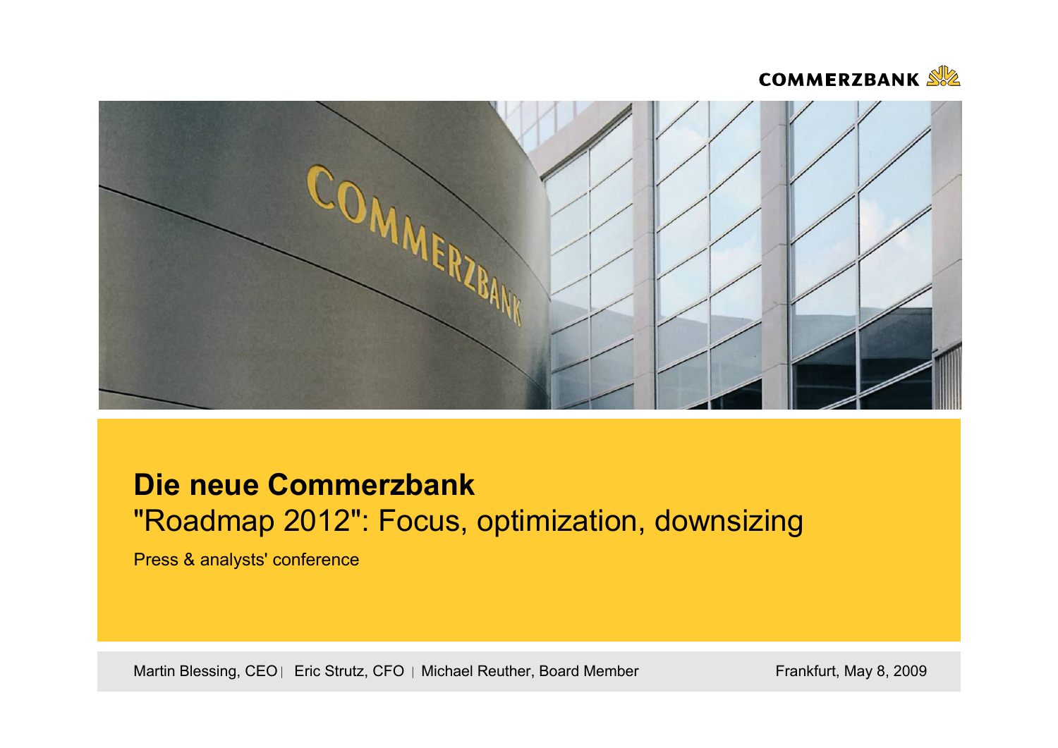# Die neue Commerzbank

## "Roadmap 2012": Focus, optimization, downsizing

Press & analysts' conference

Martin Blessing, CEO | Eric Strutz, CFO | Michael Reuther, Board Member

Frankfurt, May 8, 2009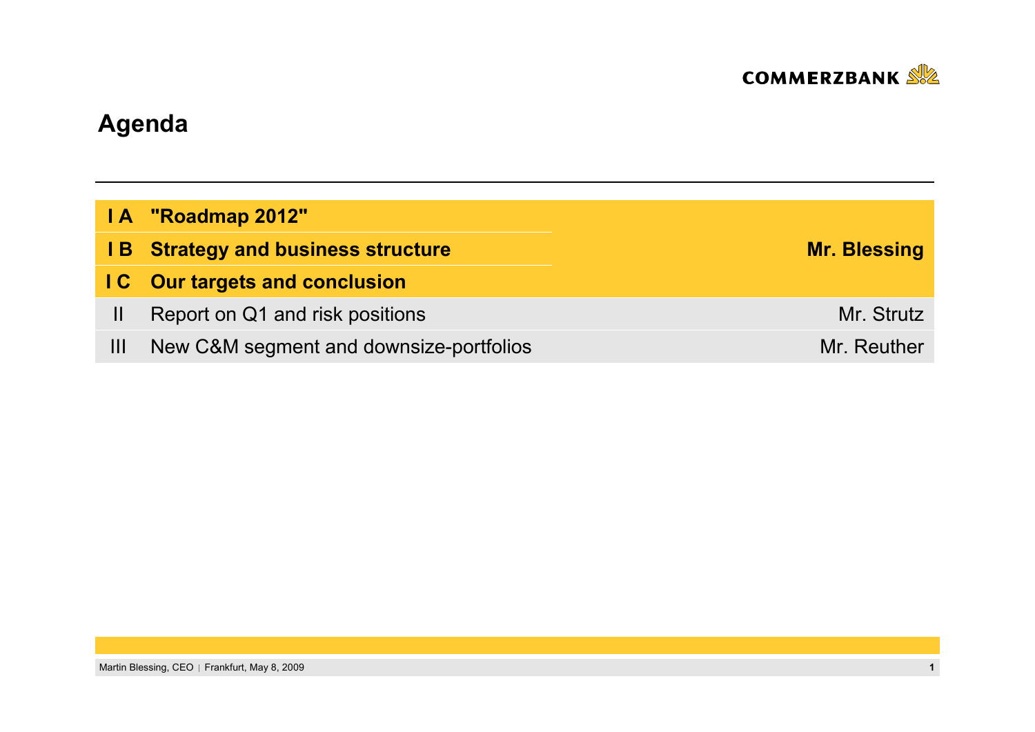# Agenda

| | | |
|---|---|---|
| **I A** | **"Roadmap 2012"** | **Mr. Blessing** |
| **I B** | **Strategy and business structure** | |
| **I C** | **Our targets and conclusion** | |
| II | Report on Q1 and risk positions | Mr. Strutz |
| III | New C&M segment and downsize-portfolios | Mr. Reuther |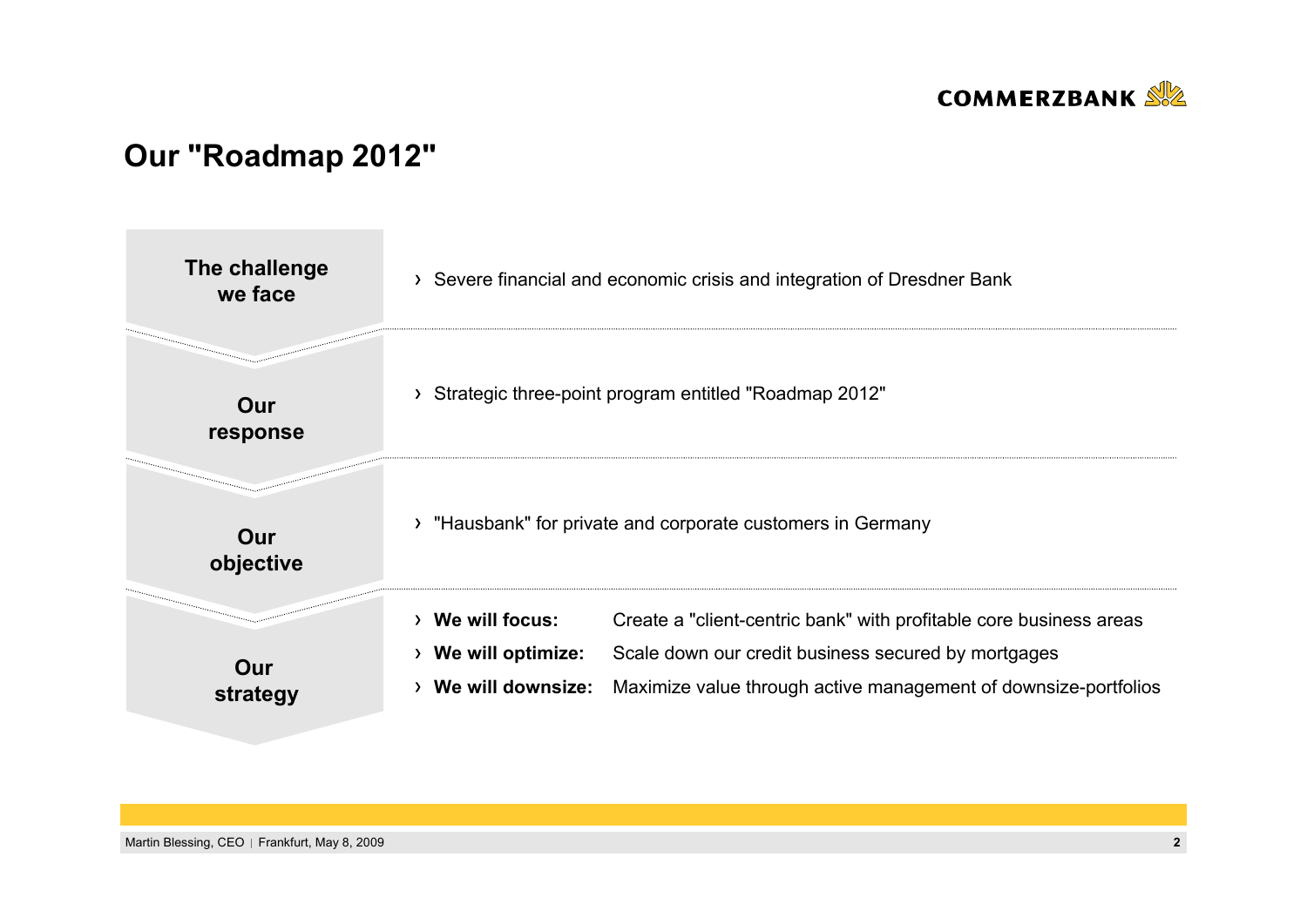# Our "Roadmap 2012"

| | |
|---|---|
| **The challenge we face** | › Severe financial and economic crisis and integration of Dresdner Bank |
| **Our response** | › Strategic three-point program entitled "Roadmap 2012" |
| **Our objective** | › "Hausbank" for private and corporate customers in Germany |
| **Our strategy** | › **We will focus:** Create a "client-centric bank" with profitable core business areas<br>› **We will optimize:** Scale down our credit business secured by mortgages<br>› **We will downsize:** Maximize value through active management of downsize-portfolios |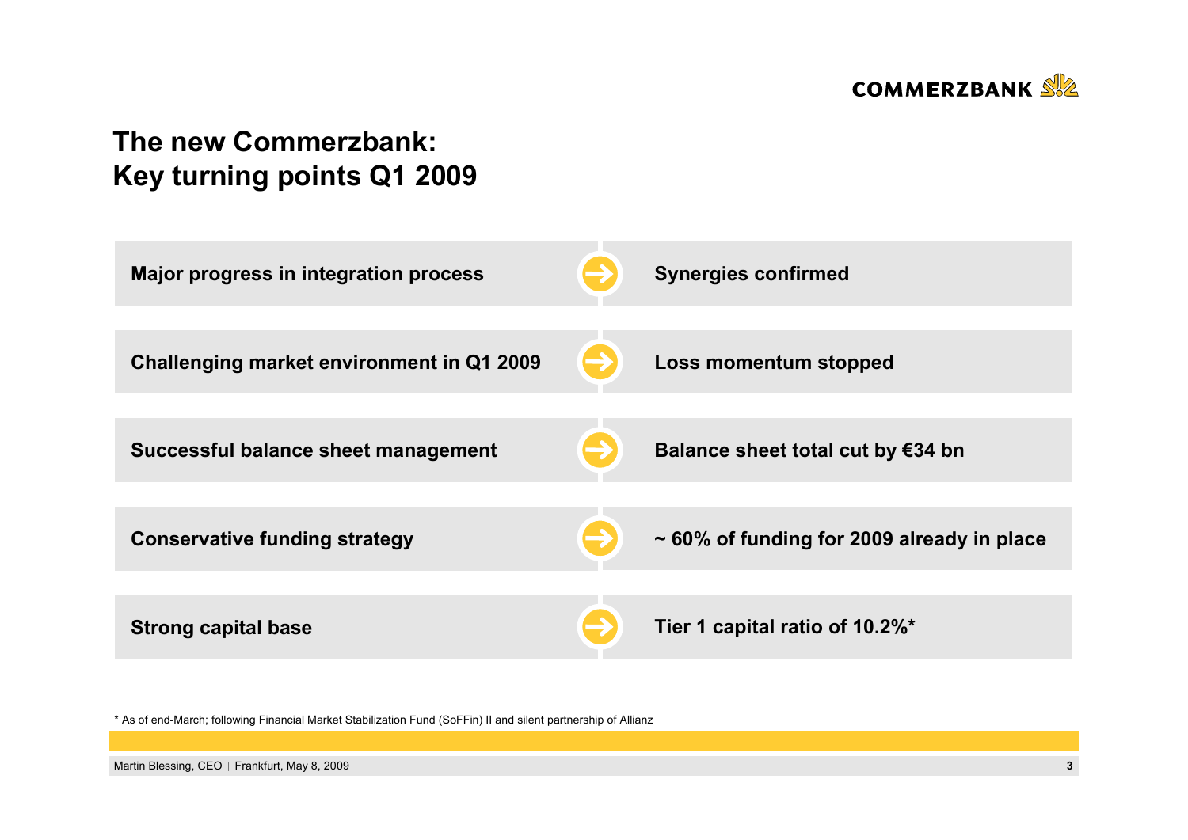# The new Commerzbank: Key turning points Q1 2009

| | |
|---|---|
| **Major progress in integration process** | **Synergies confirmed** |
| **Challenging market environment in Q1 2009** | **Loss momentum stopped** |
| **Successful balance sheet management** | **Balance sheet total cut by €34 bn** |
| **Conservative funding strategy** | **~ 60% of funding for 2009 already in place** |
| **Strong capital base** | **Tier 1 capital ratio of 10.2%*** |

* As of end-March; following Financial Market Stabilization Fund (SoFFin) II and silent partnership of Allianz

Martin Blessing, CEO | Frankfurt, May 8, 2009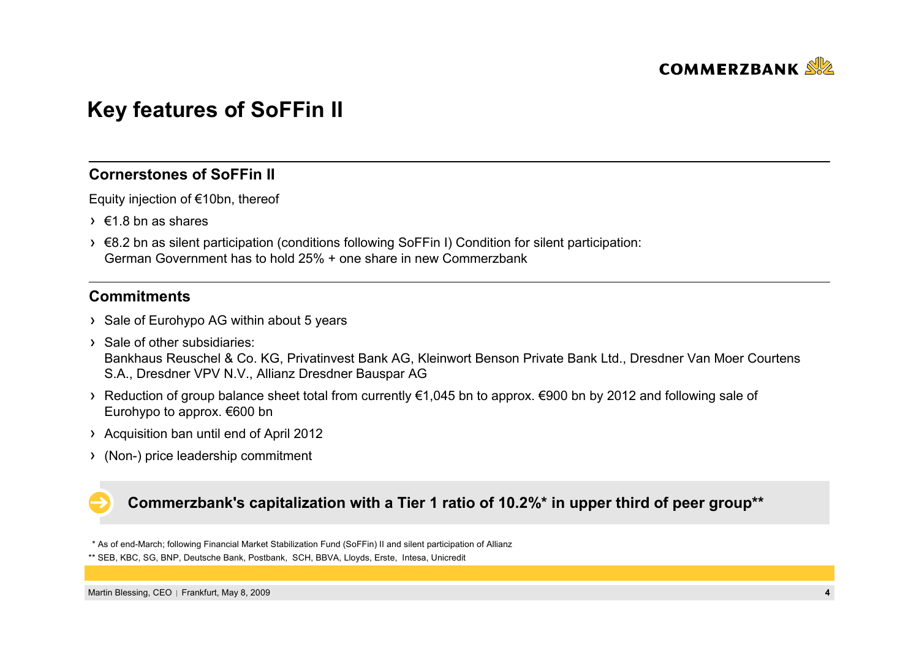# Key features of SoFFin II

## Cornerstones of SoFFin II

Equity injection of €10bn, thereof

- €1.8 bn as shares
- €8.2 bn as silent participation (conditions following SoFFin I) Condition for silent participation: German Government has to hold 25% + one share in new Commerzbank

## Commitments

- Sale of Eurohypo AG within about 5 years
- Sale of other subsidiaries: Bankhaus Reuschel & Co. KG, Privatinvest Bank AG, Kleinwort Benson Private Bank Ltd., Dresdner Van Moer Courtens S.A., Dresdner VPV N.V., Allianz Dresdner Bauspar AG
- Reduction of group balance sheet total from currently €1,045 bn to approx. €900 bn by 2012 and following sale of Eurohypo to approx. €600 bn
- Acquisition ban until end of April 2012
- (Non-) price leadership commitment

**Commerzbank's capitalization with a Tier 1 ratio of 10.2%* in upper third of peer group****

\* As of end-March; following Financial Market Stabilization Fund (SoFFin) II and silent participation of Allianz

** SEB, KBC, SG, BNP, Deutsche Bank, Postbank, SCH, BBVA, Lloyds, Erste, Intesa, Unicredit

Martin Blessing, CEO | Frankfurt, May 8, 2009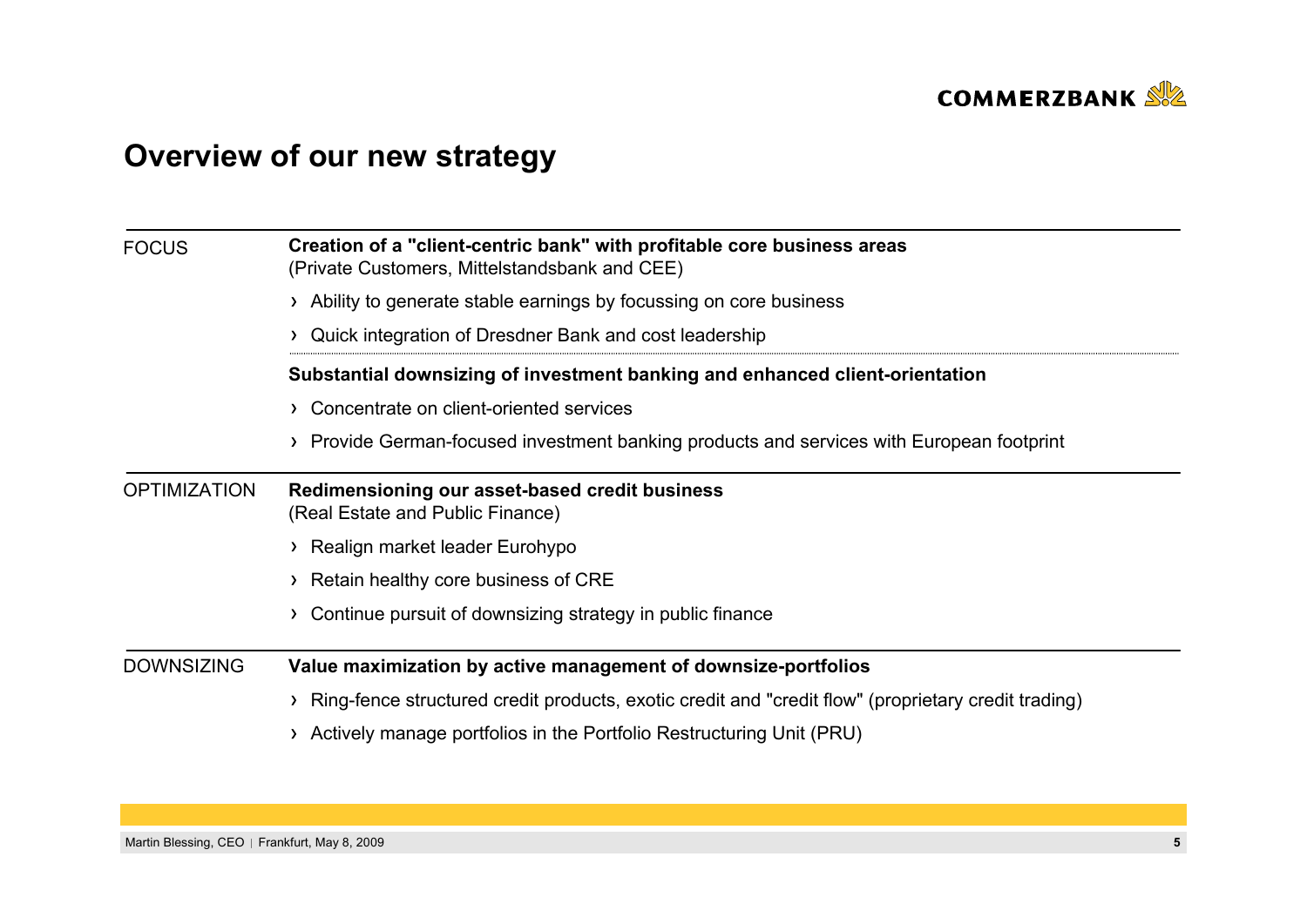# Overview of our new strategy

## FOCUS

**Creation of a "client-centric bank" with profitable core business areas**
(Private Customers, Mittelstandsbank and CEE)

- Ability to generate stable earnings by focussing on core business
- Quick integration of Dresdner Bank and cost leadership

**Substantial downsizing of investment banking and enhanced client-orientation**

- Concentrate on client-oriented services
- Provide German-focused investment banking products and services with European footprint

## OPTIMIZATION

**Redimensioning our asset-based credit business**
(Real Estate and Public Finance)

- Realign market leader Eurohypo
- Retain healthy core business of CRE
- Continue pursuit of downsizing strategy in public finance

## DOWNSIZING

**Value maximization by active management of downsize-portfolios**

- Ring-fence structured credit products, exotic credit and "credit flow" (proprietary credit trading)
- Actively manage portfolios in the Portfolio Restructuring Unit (PRU)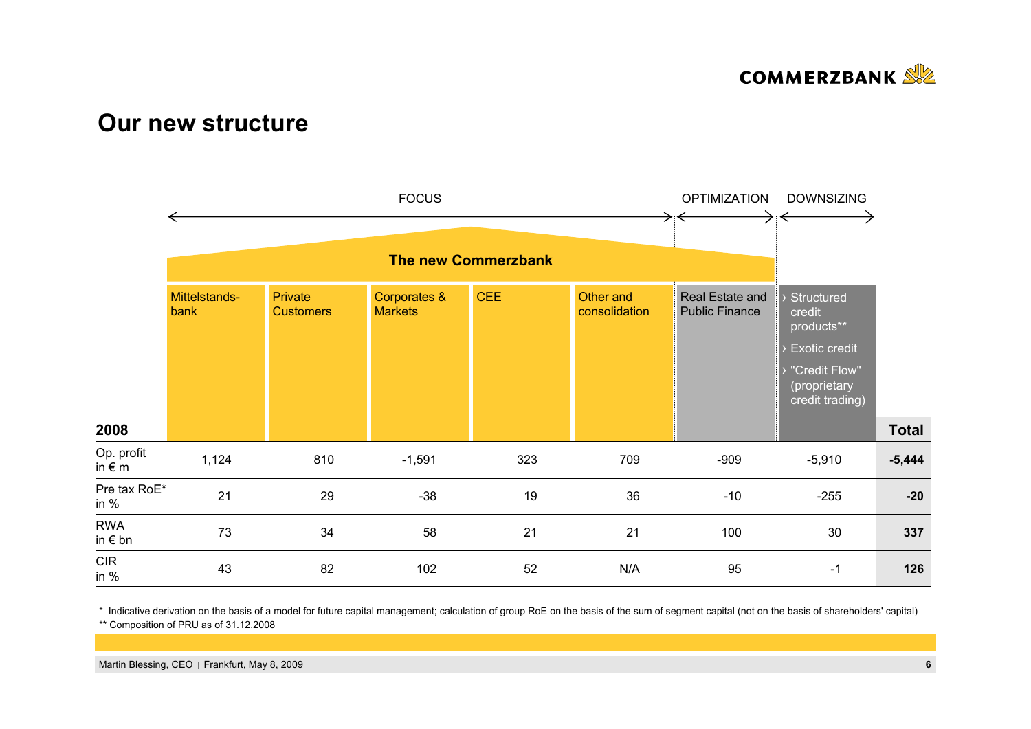## Our new structure

| | FOCUS | | | | | OPTIMIZATION | DOWNSIZING | |
|---|---|---|---|---|---|---|---|---|
| | **The new Commerzbank** | | | | | | | |
| **2008** | Mittelstands-bank | Private Customers | Corporates & Markets | CEE | Other and consolidation | Real Estate and Public Finance | › Structured credit products** › Exotic credit › "Credit Flow" (proprietary credit trading) | **Total** |
| Op. profit in € m | 1,124 | 810 | -1,591 | 323 | 709 | -909 | -5,910 | **-5,444** |
| Pre tax RoE* in % | 21 | 29 | -38 | 19 | 36 | -10 | -255 | **-20** |
| RWA in € bn | 73 | 34 | 58 | 21 | 21 | 100 | 30 | **337** |
| CIR in % | 43 | 82 | 102 | 52 | N/A | 95 | -1 | **126** |

\* Indicative derivation on the basis of a model for future capital management; calculation of group RoE on the basis of the sum of segment capital (not on the basis of shareholders' capital)

** Composition of PRU as of 31.12.2008

Martin Blessing, CEO | Frankfurt, May 8, 2009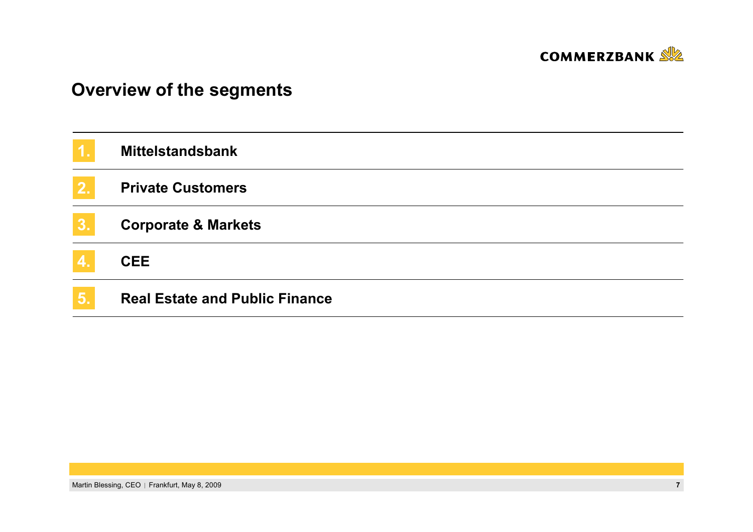# Overview of the segments

1. **Mittelstandsbank**
2. **Private Customers**
3. **Corporate & Markets**
4. **CEE**
5. **Real Estate and Public Finance**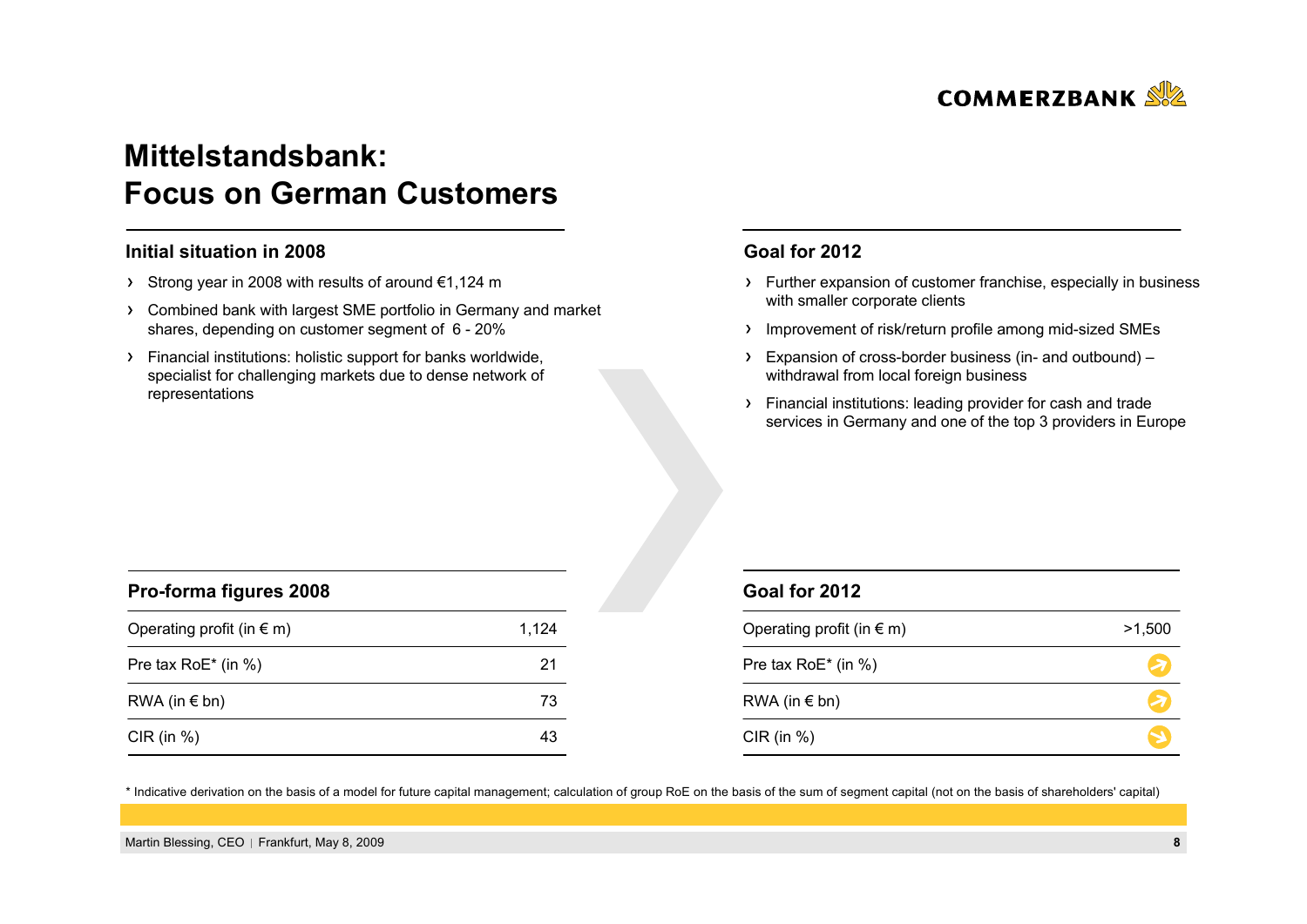# Mittelstandsbank:
# Focus on German Customers

### Initial situation in 2008

- Strong year in 2008 with results of around €1,124 m
- Combined bank with largest SME portfolio in Germany and market shares, depending on customer segment of 6 - 20%
- Financial institutions: holistic support for banks worldwide, specialist for challenging markets due to dense network of representations

### Goal for 2012

- Further expansion of customer franchise, especially in business with smaller corporate clients
- Improvement of risk/return profile among mid-sized SMEs
- Expansion of cross-border business (in- and outbound) – withdrawal from local foreign business
- Financial institutions: leading provider for cash and trade services in Germany and one of the top 3 providers in Europe

| Pro-forma figures 2008 | |
|---|---|
| Operating profit (in € m) | 1,124 |
| Pre tax RoE* (in %) | 21 |
| RWA (in € bn) | 73 |
| CIR (in %) | 43 |

| Goal for 2012 | |
|---|---|
| Operating profit (in € m) | >1,500 |
| Pre tax RoE* (in %) | ↗ |
| RWA (in € bn) | ↗ |
| CIR (in %) | ↘ |

* Indicative derivation on the basis of a model for future capital management; calculation of group RoE on the basis of the sum of segment capital (not on the basis of shareholders' capital)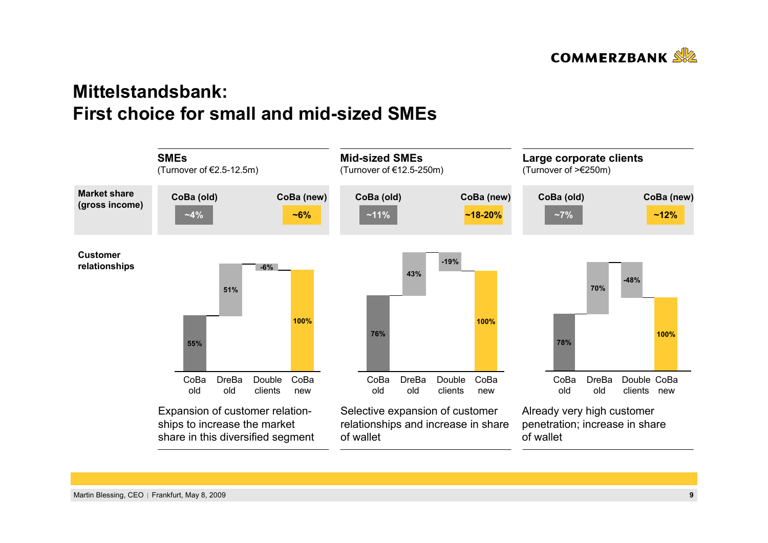# Mittelstandsbank:
# First choice for small and mid-sized SMEs

| | **SMEs** (Turnover of €2.5-12.5m) | | **Mid-sized SMEs** (Turnover of €12.5-250m) | | **Large corporate clients** (Turnover of >€250m) | |
|---|---|---|---|---|---|---|
| **Market share (gross income)** | CoBa (old) | CoBa (new) | CoBa (old) | CoBa (new) | CoBa (old) | CoBa (new) |
| | ~4% | ~6% | ~11% | ~18-20% | ~7% | ~12% |

**Customer relationships**

| | CoBa old | DreBa old | Double clients | CoBa new |
|---|---|---|---|---|
| SMEs | 55% | 51% | -6% | 100% |
| Mid-sized SMEs | 76% | 43% | -19% | 100% |
| Large corporate clients | 78% | 70% | -48% | 100% |

- **SMEs:** Expansion of customer relationships to increase the market share in this diversified segment
- **Mid-sized SMEs:** Selective expansion of customer relationships and increase in share of wallet
- **Large corporate clients:** Already very high customer penetration; increase in share of wallet

Martin Blessing, CEO | Frankfurt, May 8, 2009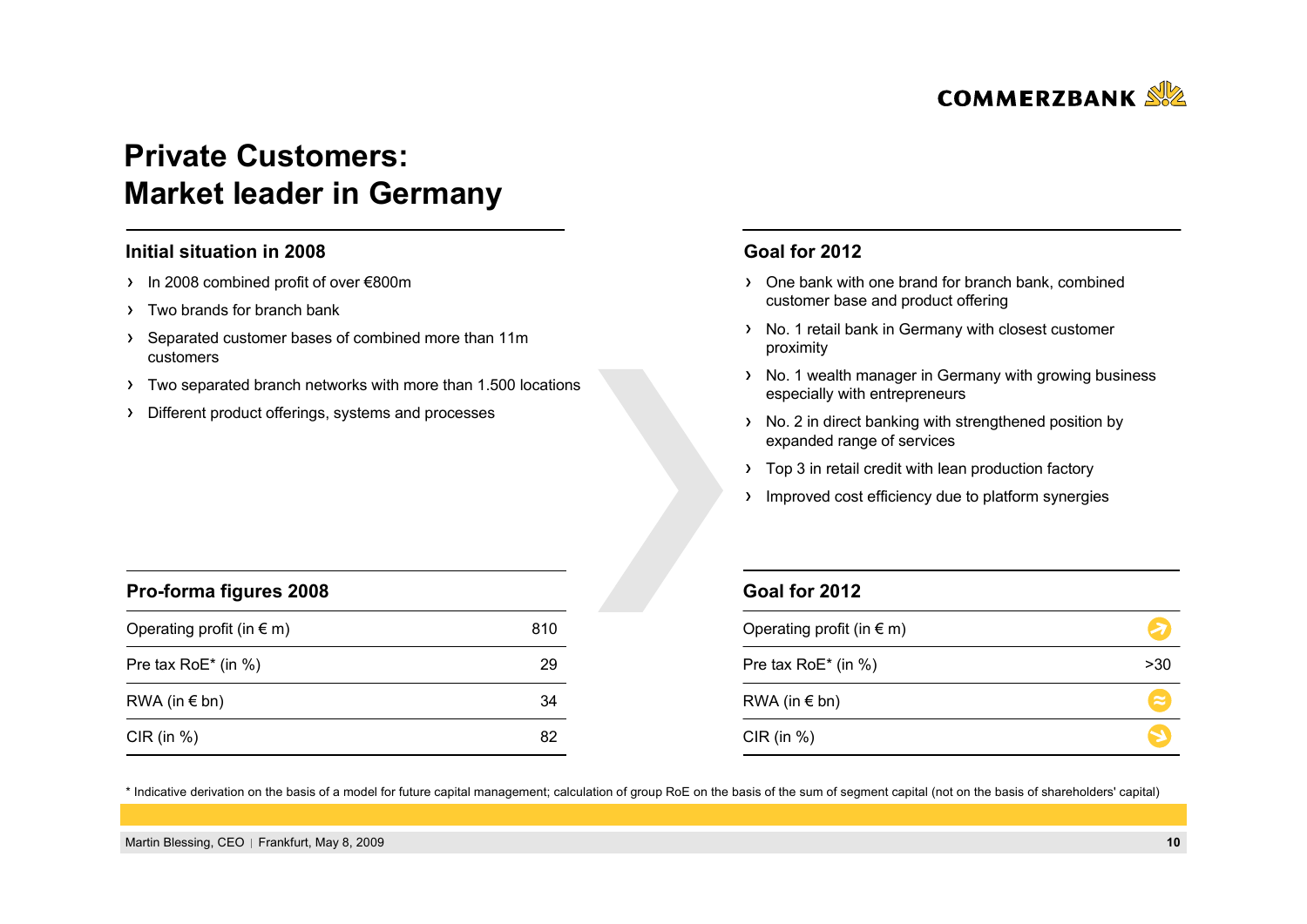# Private Customers: Market leader in Germany

## Initial situation in 2008

- In 2008 combined profit of over €800m
- Two brands for branch bank
- Separated customer bases of combined more than 11m customers
- Two separated branch networks with more than 1.500 locations
- Different product offerings, systems and processes

## Goal for 2012

- One bank with one brand for branch bank, combined customer base and product offering
- No. 1 retail bank in Germany with closest customer proximity
- No. 1 wealth manager in Germany with growing business especially with entrepreneurs
- No. 2 in direct banking with strengthened position by expanded range of services
- Top 3 in retail credit with lean production factory
- Improved cost efficiency due to platform synergies

| Pro-forma figures 2008 | |
|---|---|
| Operating profit (in € m) | 810 |
| Pre tax RoE* (in %) | 29 |
| RWA (in € bn) | 34 |
| CIR (in %) | 82 |

| Goal for 2012 | |
|---|---|
| Operating profit (in € m) | ↗ |
| Pre tax RoE* (in %) | >30 |
| RWA (in € bn) | ≈ |
| CIR (in %) | ↘ |

* Indicative derivation on the basis of a model for future capital management; calculation of group RoE on the basis of the sum of segment capital (not on the basis of shareholders' capital)

Martin Blessing, CEO | Frankfurt, May 8, 2009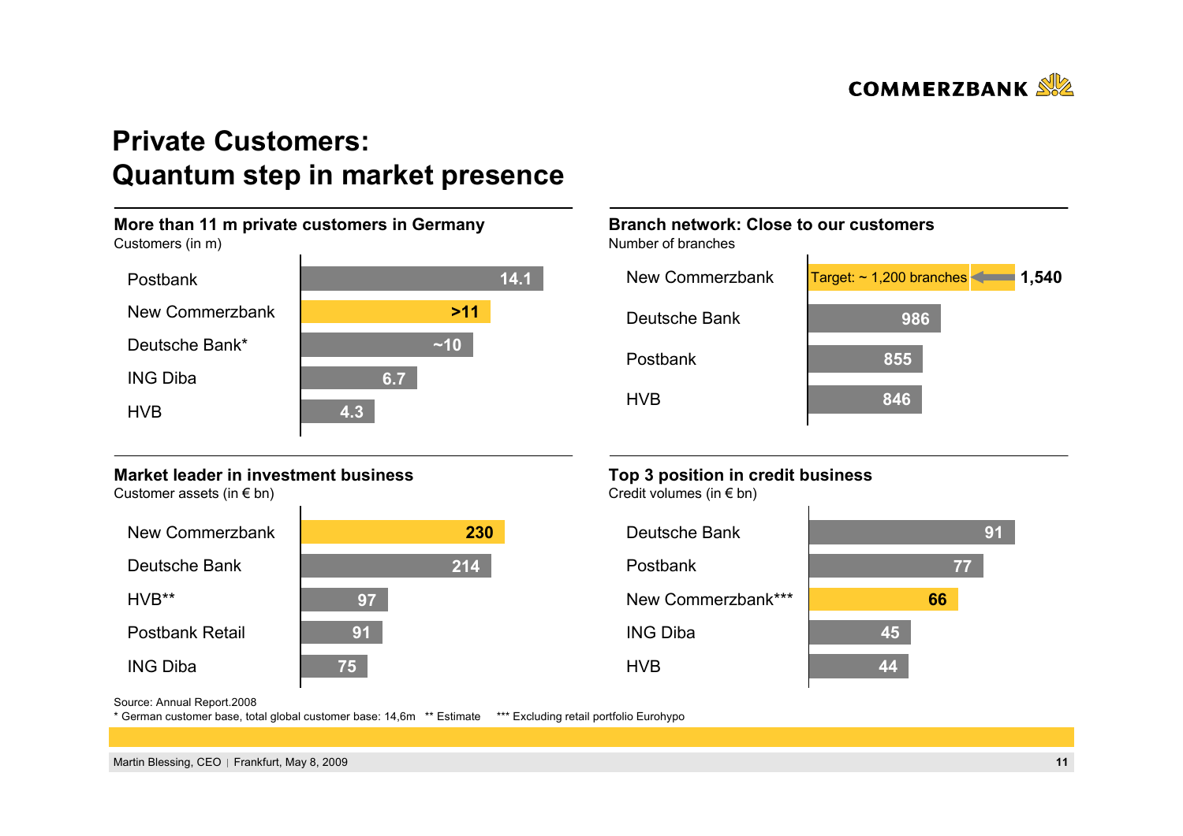# Private Customers: Quantum step in market presence

## More than 11 m private customers in Germany

Customers (in m)

| Bank | Customers (in m) |
|---|---|
| Postbank | 14.1 |
| New Commerzbank | >11 |
| Deutsche Bank* | ~10 |
| ING Diba | 6.7 |
| HVB | 4.3 |

## Branch network: Close to our customers

Number of branches

| Bank | Number of branches |
|---|---|
| New Commerzbank | 1,540 (Target: ~ 1,200 branches) |
| Deutsche Bank | 986 |
| Postbank | 855 |
| HVB | 846 |

## Market leader in investment business

Customer assets (in € bn)

| Bank | Customer assets (in € bn) |
|---|---|
| New Commerzbank | 230 |
| Deutsche Bank | 214 |
| HVB** | 97 |
| Postbank Retail | 91 |
| ING Diba | 75 |

## Top 3 position in credit business

Credit volumes (in € bn)

| Bank | Credit volumes (in € bn) |
|---|---|
| Deutsche Bank | 91 |
| Postbank | 77 |
| New Commerzbank*** | 66 |
| ING Diba | 45 |
| HVB | 44 |

Source: Annual Report.2008

* German customer base, total global customer base: 14,6m ** Estimate *** Excluding retail portfolio Eurohypo

Martin Blessing, CEO | Frankfurt, May 8, 2009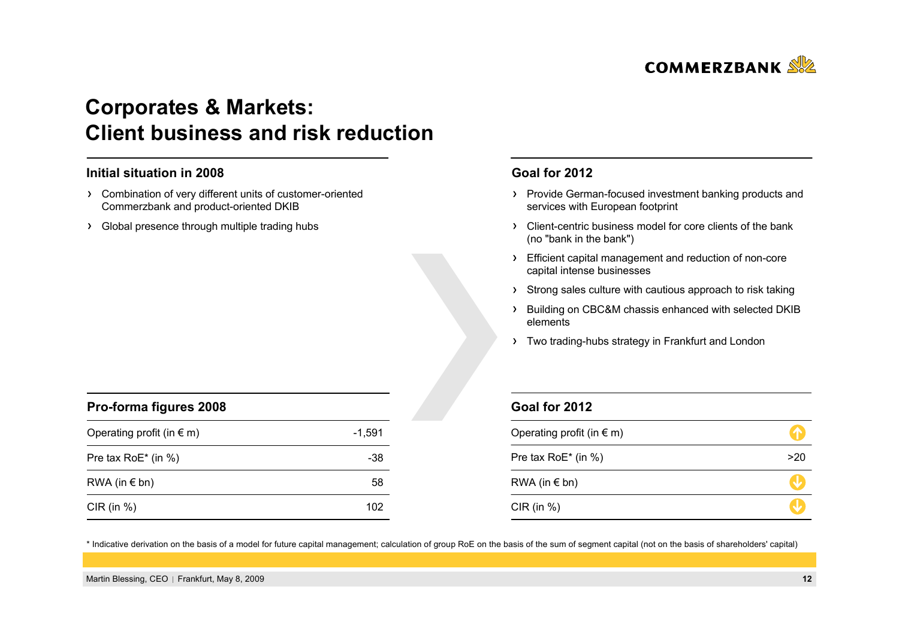# Corporates & Markets: Client business and risk reduction

## Initial situation in 2008

- Combination of very different units of customer-oriented Commerzbank and product-oriented DKIB
- Global presence through multiple trading hubs

## Goal for 2012

- Provide German-focused investment banking products and services with European footprint
- Client-centric business model for core clients of the bank (no "bank in the bank")
- Efficient capital management and reduction of non-core capital intense businesses
- Strong sales culture with cautious approach to risk taking
- Building on CBC&M chassis enhanced with selected DKIB elements
- Two trading-hubs strategy in Frankfurt and London

| Pro-forma figures 2008 | |
|---|---|
| Operating profit (in € m) | -1,591 |
| Pre tax RoE* (in %) | -38 |
| RWA (in € bn) | 58 |
| CIR (in %) | 102 |

| Goal for 2012 | |
|---|---|
| Operating profit (in € m) | ↑ |
| Pre tax RoE* (in %) | >20 |
| RWA (in € bn) | ↓ |
| CIR (in %) | ↓ |

* Indicative derivation on the basis of a model for future capital management; calculation of group RoE on the basis of the sum of segment capital (not on the basis of shareholders' capital)

Martin Blessing, CEO | Frankfurt, May 8, 2009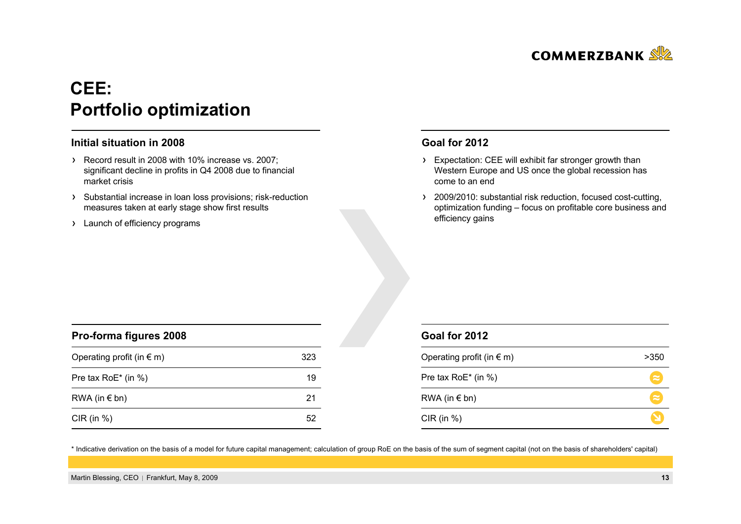# CEE: Portfolio optimization

## Initial situation in 2008

- Record result in 2008 with 10% increase vs. 2007; significant decline in profits in Q4 2008 due to financial market crisis
- Substantial increase in loan loss provisions; risk-reduction measures taken at early stage show first results
- Launch of efficiency programs

## Goal for 2012

- Expectation: CEE will exhibit far stronger growth than Western Europe and US once the global recession has come to an end
- 2009/2010: substantial risk reduction, focused cost-cutting, optimization funding – focus on profitable core business and efficiency gains

| Pro-forma figures 2008 | |
|---|---|
| Operating profit (in € m) | 323 |
| Pre tax RoE* (in %) | 19 |
| RWA (in € bn) | 21 |
| CIR (in %) | 52 |

| Goal for 2012 | |
|---|---|
| Operating profit (in € m) | >350 |
| Pre tax RoE* (in %) | ≈ |
| RWA (in € bn) | ≈ |
| CIR (in %) | ↘ |

* Indicative derivation on the basis of a model for future capital management; calculation of group RoE on the basis of the sum of segment capital (not on the basis of shareholders' capital)

Martin Blessing, CEO | Frankfurt, May 8, 2009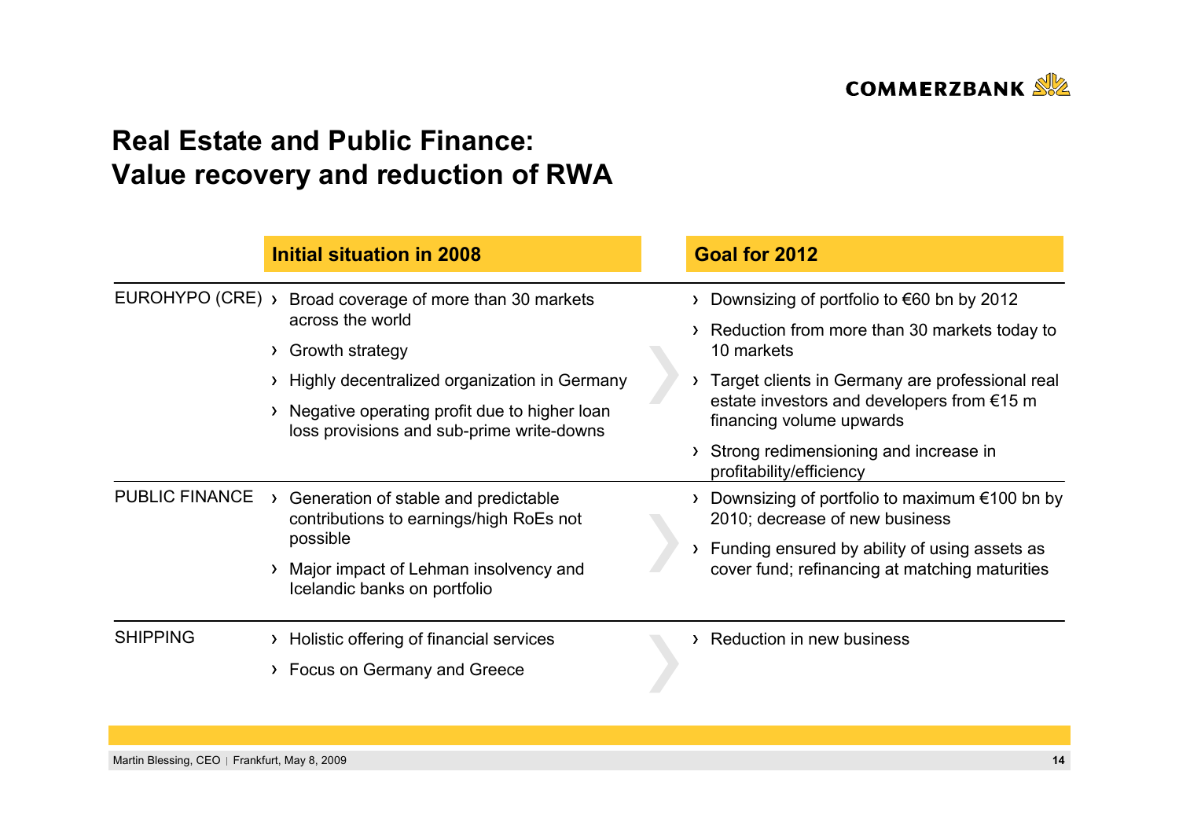# Real Estate and Public Finance: Value recovery and reduction of RWA

| | Initial situation in 2008 | Goal for 2012 |
|---|---|---|
| EUROHYPO (CRE) | › Broad coverage of more than 30 markets across the world<br>› Growth strategy<br>› Highly decentralized organization in Germany<br>› Negative operating profit due to higher loan loss provisions and sub-prime write-downs | › Downsizing of portfolio to €60 bn by 2012<br>› Reduction from more than 30 markets today to 10 markets<br>› Target clients in Germany are professional real estate investors and developers from €15 m financing volume upwards<br>› Strong redimensioning and increase in profitability/efficiency |
| PUBLIC FINANCE | › Generation of stable and predictable contributions to earnings/high RoEs not possible<br>› Major impact of Lehman insolvency and Icelandic banks on portfolio | › Downsizing of portfolio to maximum €100 bn by 2010; decrease of new business<br>› Funding ensured by ability of using assets as cover fund; refinancing at matching maturities |
| SHIPPING | › Holistic offering of financial services<br>› Focus on Germany and Greece | › Reduction in new business |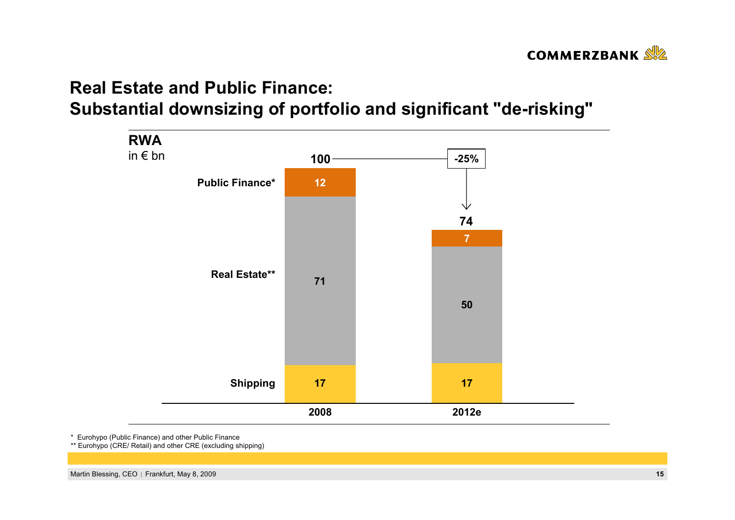# Real Estate and Public Finance:
# Substantial downsizing of portfolio and significant "de-risking"

**RWA**
in € bn

| | 2008 | 2012e |
|---|---|---|
| Public Finance* | 12 | 7 |
| Real Estate** | 71 | 50 |
| Shipping | 17 | 17 |
| **Total** | **100** | **74** |

-25%

\* Eurohypo (Public Finance) and other Public Finance
** Eurohypo (CRE/ Retail) and other CRE (excluding shipping)

Martin Blessing, CEO | Frankfurt, May 8, 2009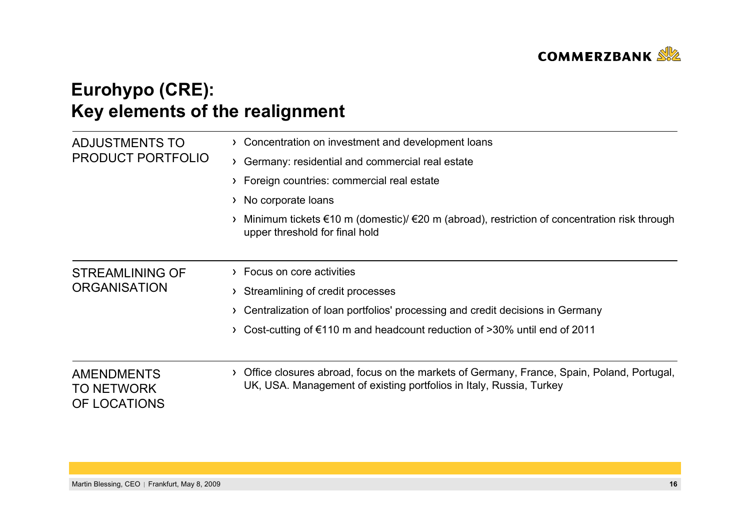# Eurohypo (CRE): Key elements of the realignment

| | |
|---|---|
| ADJUSTMENTS TO PRODUCT PORTFOLIO | › Concentration on investment and development loans<br>› Germany: residential and commercial real estate<br>› Foreign countries: commercial real estate<br>› No corporate loans<br>› Minimum tickets €10 m (domestic)/ €20 m (abroad), restriction of concentration risk through upper threshold for final hold |
| STREAMLINING OF ORGANISATION | › Focus on core activities<br>› Streamlining of credit processes<br>› Centralization of loan portfolios' processing and credit decisions in Germany<br>› Cost-cutting of €110 m and headcount reduction of >30% until end of 2011 |
| AMENDMENTS TO NETWORK OF LOCATIONS | › Office closures abroad, focus on the markets of Germany, France, Spain, Poland, Portugal, UK, USA. Management of existing portfolios in Italy, Russia, Turkey |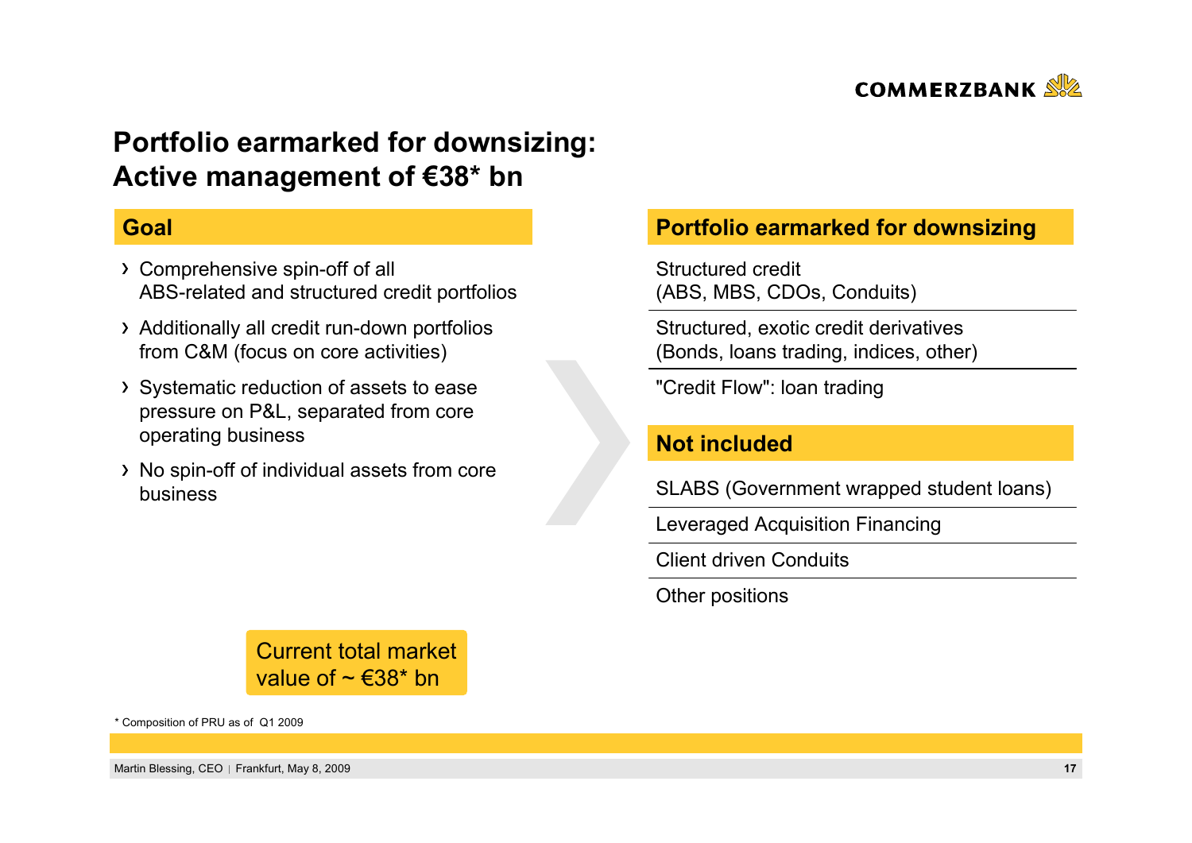# Portfolio earmarked for downsizing: Active management of €38* bn

## Goal

- Comprehensive spin-off of all ABS-related and structured credit portfolios
- Additionally all credit run-down portfolios from C&M (focus on core activities)
- Systematic reduction of assets to ease pressure on P&L, separated from core operating business
- No spin-off of individual assets from core business

Current total market value of ~ €38* bn

## Portfolio earmarked for downsizing

- Structured credit (ABS, MBS, CDOs, Conduits)
- Structured, exotic credit derivatives (Bonds, loans trading, indices, other)
- "Credit Flow": loan trading

## Not included

- SLABS (Government wrapped student loans)
- Leveraged Acquisition Financing
- Client driven Conduits
- Other positions

\* Composition of PRU as of Q1 2009

Martin Blessing, CEO | Frankfurt, May 8, 2009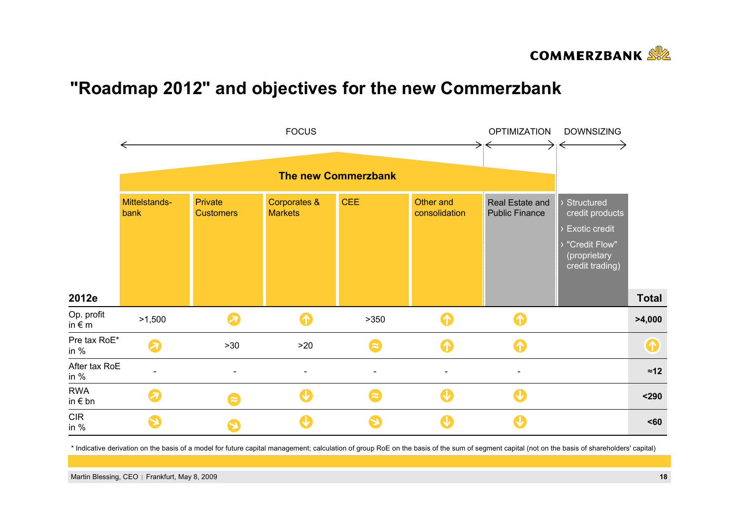# "Roadmap 2012" and objectives for the new Commerzbank

FOCUS | OPTIMIZATION | DOWNSIZING

**The new Commerzbank**

| 2012e | Mittelstands-bank | Private Customers | Corporates & Markets | CEE | Other and consolidation | Real Estate and Public Finance | › Structured credit products › Exotic credit › "Credit Flow" (proprietary credit trading) | **Total** |
|---|---|---|---|---|---|---|---|---|
| Op. profit in € m | >1,500 | ↗ | ↑ | >350 | ↑ | ↑ | | **>4,000** |
| Pre tax RoE* in % | ↗ | >30 | >20 | ≈ | ↑ | ↑ | | ↑ |
| After tax RoE in % | - | - | - | - | - | - | | **≈12** |
| RWA in € bn | ↗ | ≈ | ↓ | ≈ | ↓ | ↓ | | **<290** |
| CIR in % | ↘ | ↘ | ↓ | ↘ | ↓ | ↓ | | **<60** |

\* Indicative derivation on the basis of a model for future capital management; calculation of group RoE on the basis of the sum of segment capital (not on the basis of shareholders' capital)

Martin Blessing, CEO | Frankfurt, May 8, 2009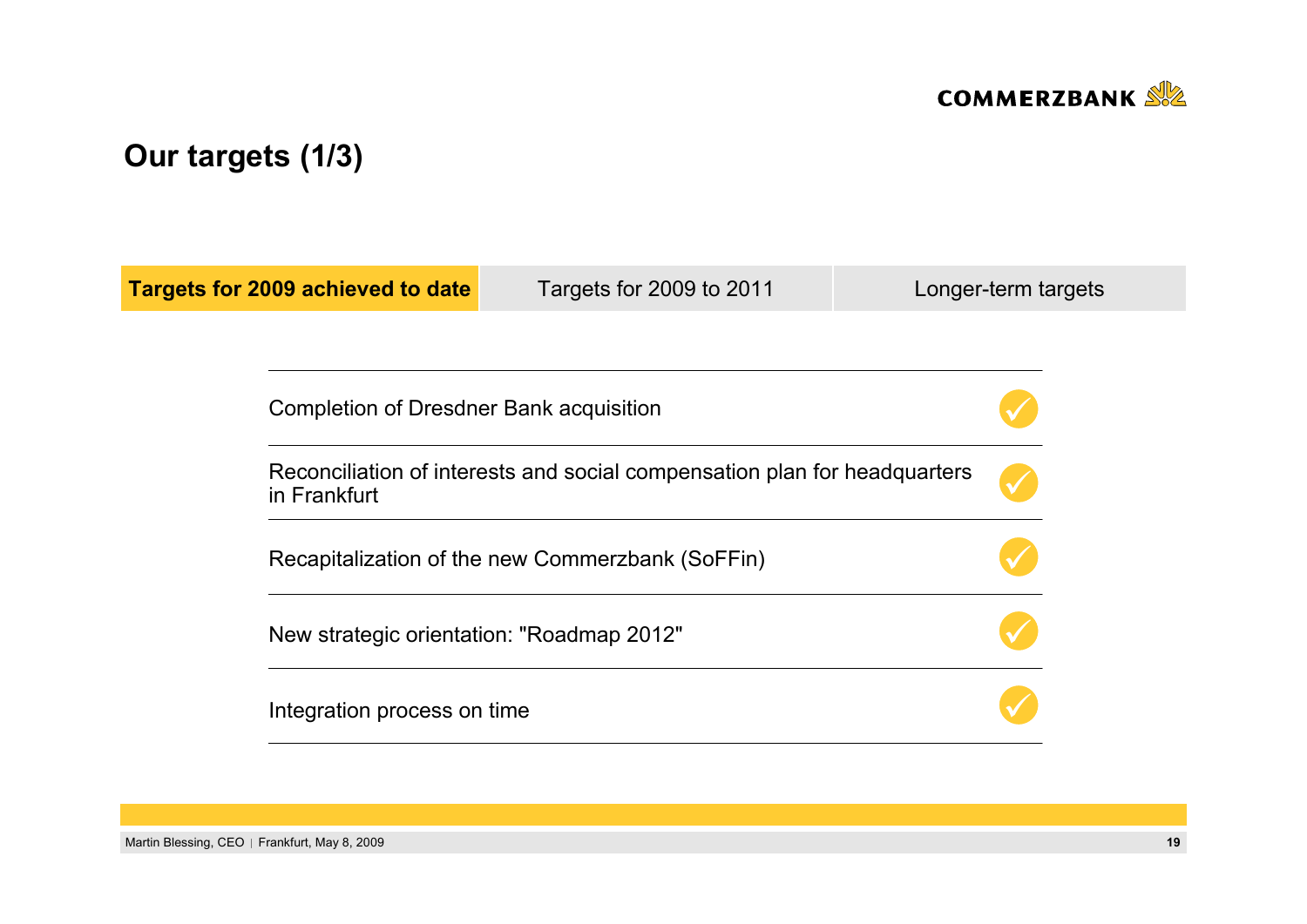# Our targets (1/3)

| **Targets for 2009 achieved to date** | Targets for 2009 to 2011 | Longer-term targets |
|---|---|---|

| Target | Status |
|---|---|
| Completion of Dresdner Bank acquisition | ✓ |
| Reconciliation of interests and social compensation plan for headquarters in Frankfurt | ✓ |
| Recapitalization of the new Commerzbank (SoFFin) | ✓ |
| New strategic orientation: "Roadmap 2012" | ✓ |
| Integration process on time | ✓ |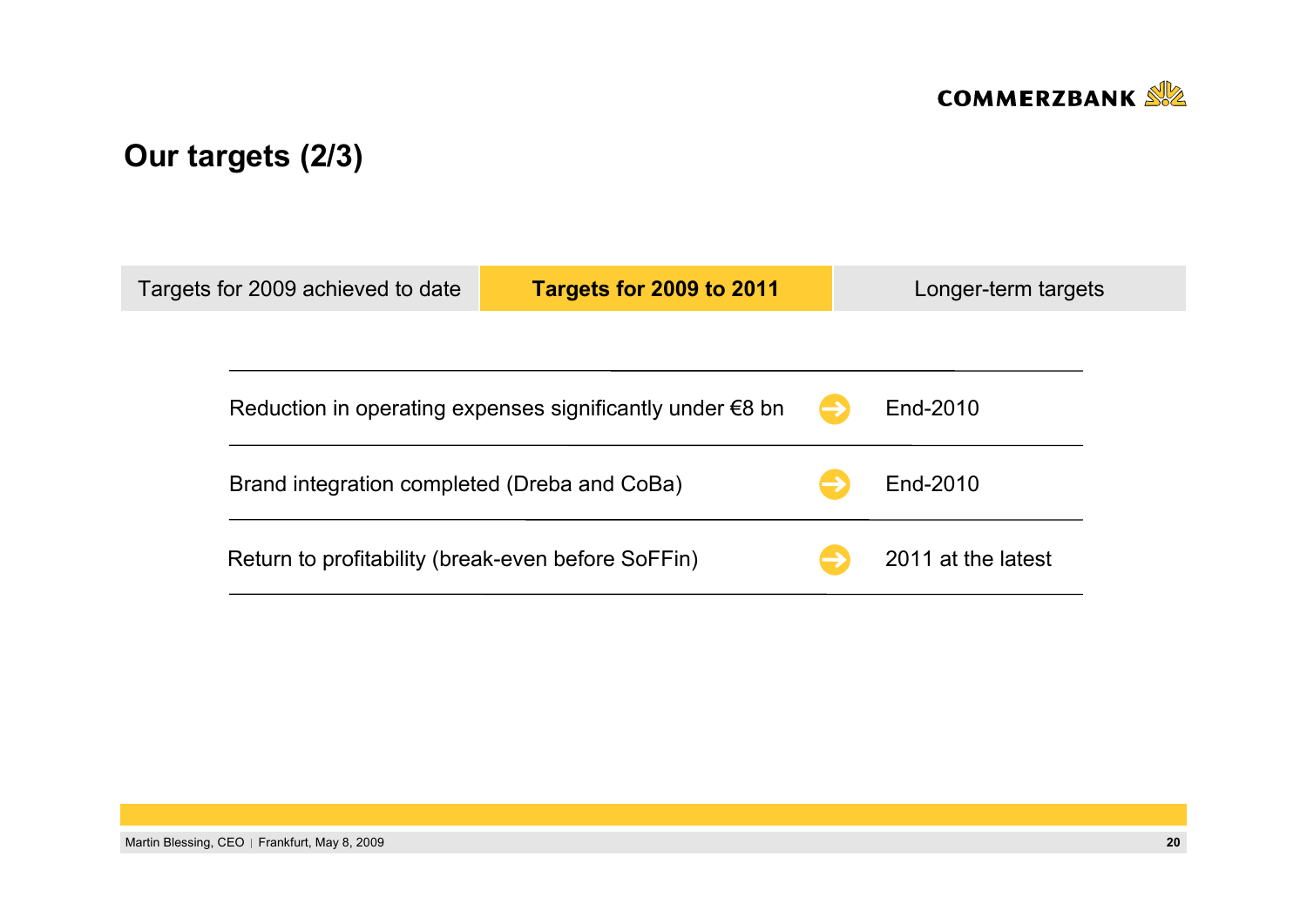# Our targets (2/3)

| Targets for 2009 achieved to date | **Targets for 2009 to 2011** | Longer-term targets |
| --- | --- | --- |

| Target | | Timing |
| --- | --- | --- |
| Reduction in operating expenses significantly under €8 bn | → | End-2010 |
| Brand integration completed (Dreba and CoBa) | → | End-2010 |
| Return to profitability (break-even before SoFFin) | → | 2011 at the latest |

Martin Blessing, CEO | Frankfurt, May 8, 2009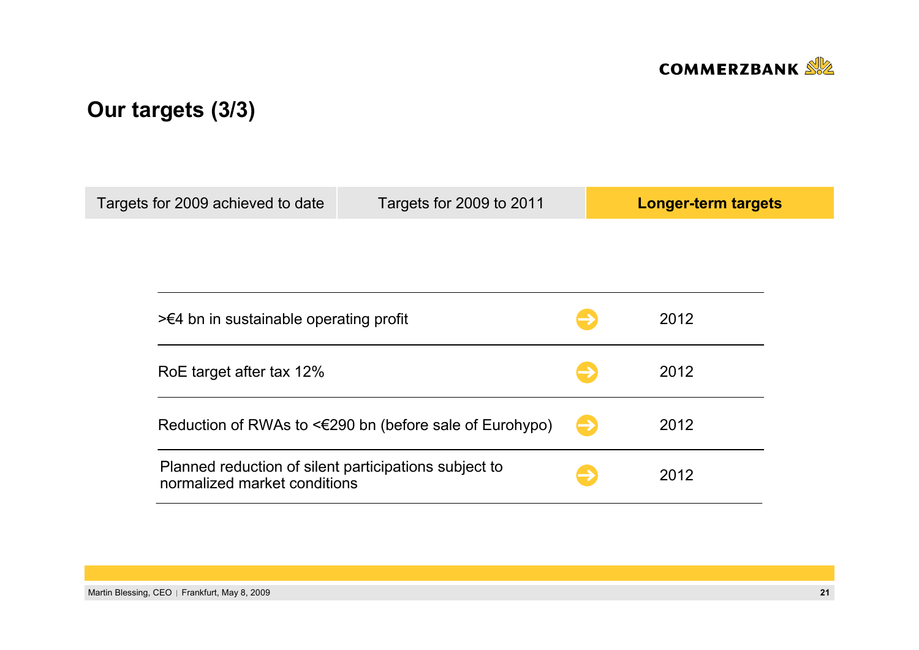## Our targets (3/3)

| Targets for 2009 achieved to date | Targets for 2009 to 2011 | **Longer-term targets** |
|---|---|---|

| Target | | Year |
|---|---|---|
| >€4 bn in sustainable operating profit | → | 2012 |
| RoE target after tax 12% | → | 2012 |
| Reduction of RWAs to <€290 bn (before sale of Eurohypo) | → | 2012 |
| Planned reduction of silent participations subject to normalized market conditions | → | 2012 |

Martin Blessing, CEO | Frankfurt, May 8, 2009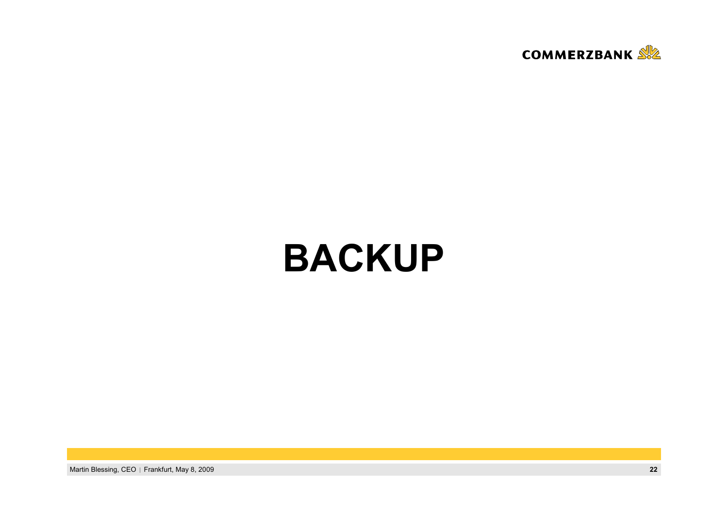# BACKUP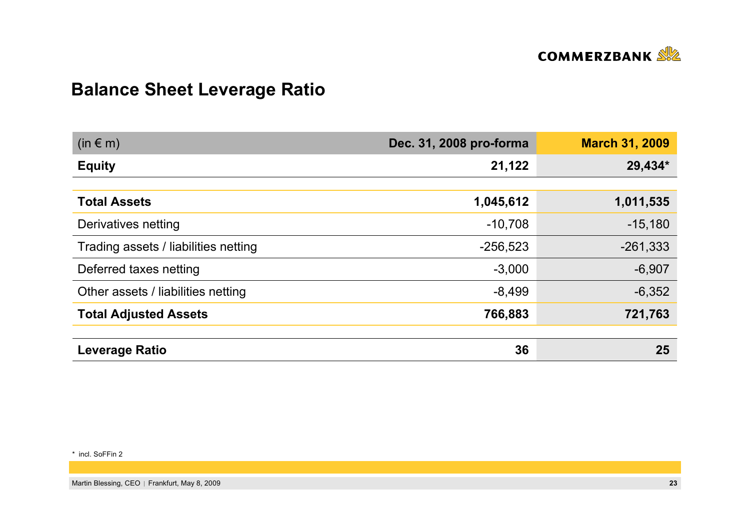## Balance Sheet Leverage Ratio

| (in € m) | Dec. 31, 2008 pro-forma | March 31, 2009 |
|---|---|---|
| **Equity** | **21,122** | **29,434*** |
| | | |
| **Total Assets** | **1,045,612** | **1,011,535** |
| Derivatives netting | -10,708 | -15,180 |
| Trading assets / liabilities netting | -256,523 | -261,333 |
| Deferred taxes netting | -3,000 | -6,907 |
| Other assets / liabilities netting | -8,499 | -6,352 |
| **Total Adjusted Assets** | **766,883** | **721,763** |
| | | |
| **Leverage Ratio** | **36** | **25** |

* incl. SoFFin 2

Martin Blessing, CEO | Frankfurt, May 8, 2009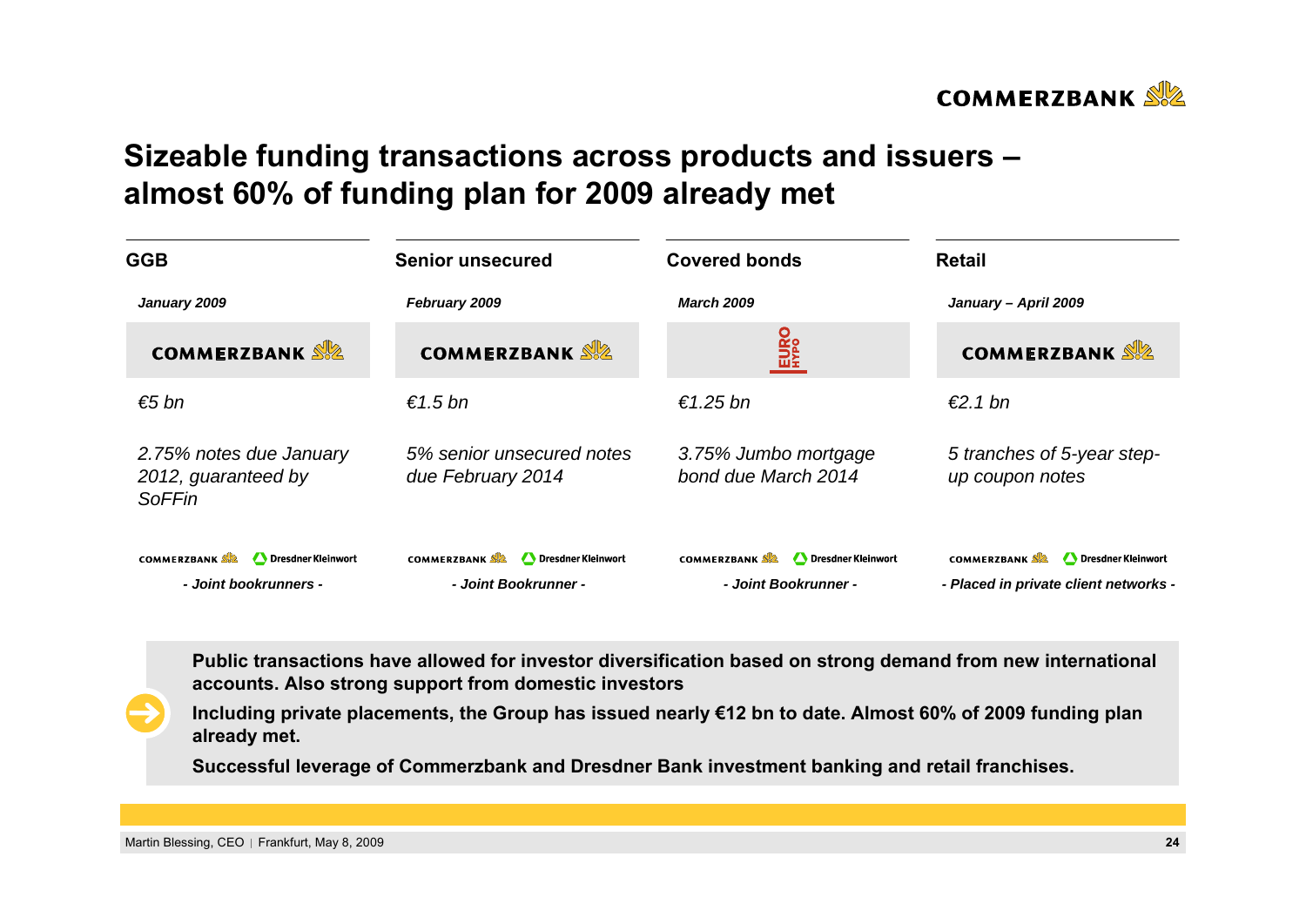# Sizeable funding transactions across products and issuers – almost 60% of funding plan for 2009 already met

| GGB | Senior unsecured | Covered bonds | Retail |
|---|---|---|---|
| *January 2009* | *February 2009* | *March 2009* | *January – April 2009* |
| COMMERZBANK | COMMERZBANK | EURO HYPO | COMMERZBANK |
| *€5 bn* | *€1.5 bn* | *€1.25 bn* | *€2.1 bn* |
| *2.75% notes due January 2012, guaranteed by SoFFin* | *5% senior unsecured notes due February 2014* | *3.75% Jumbo mortgage bond due March 2014* | *5 tranches of 5-year step-up coupon notes* |
| COMMERZBANK Dresdner Kleinwort | COMMERZBANK Dresdner Kleinwort | COMMERZBANK Dresdner Kleinwort | COMMERZBANK Dresdner Kleinwort |
| ***- Joint bookrunners -*** | ***- Joint Bookrunner -*** | ***- Joint Bookrunner -*** | ***- Placed in private client networks -*** |

**Public transactions have allowed for investor diversification based on strong demand from new international accounts. Also strong support from domestic investors**

**Including private placements, the Group has issued nearly €12 bn to date. Almost 60% of 2009 funding plan already met.**

**Successful leverage of Commerzbank and Dresdner Bank investment banking and retail franchises.**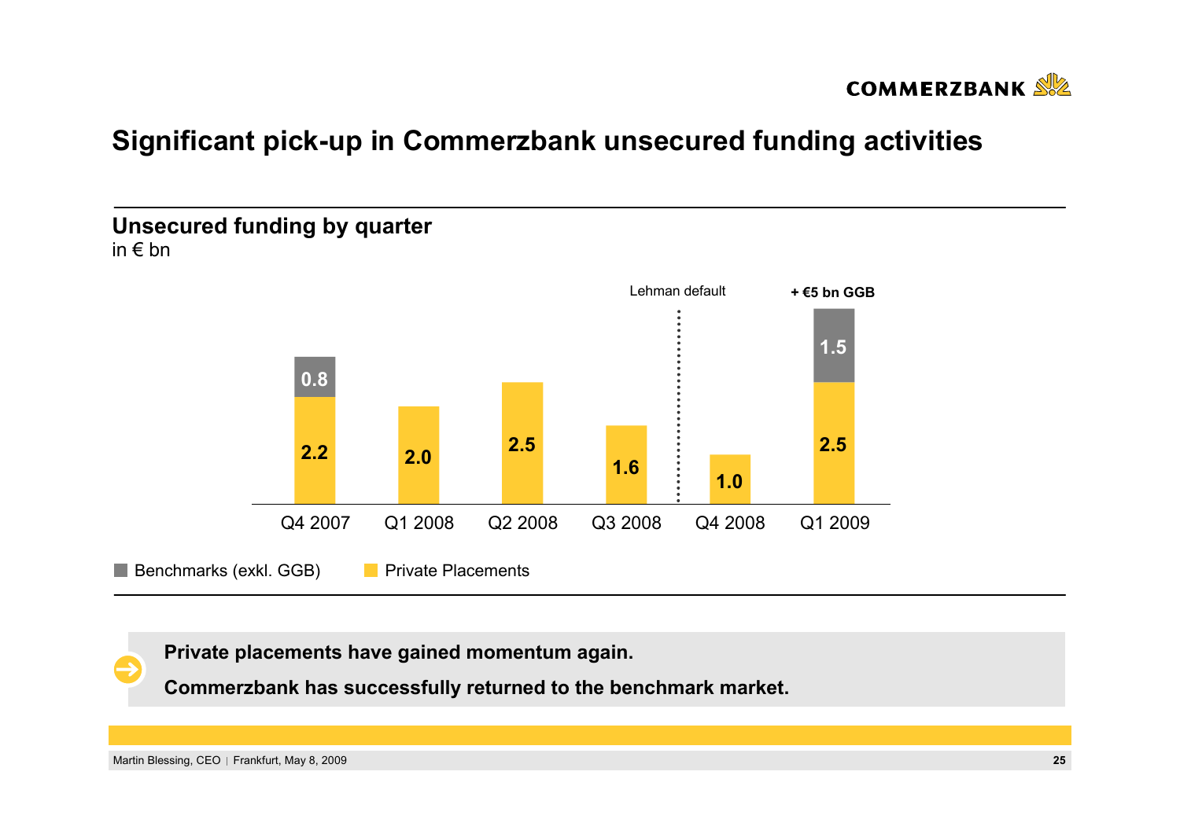# Significant pick-up in Commerzbank unsecured funding activities

## Unsecured funding by quarter

in € bn

| | Q4 2007 | Q1 2008 | Q2 2008 | Q3 2008 | Q4 2008 | Q1 2009 |
|---|---|---|---|---|---|---|
| Benchmarks (exkl. GGB) | 0.8 | | | | | 1.5 |
| Private Placements | 2.2 | 2.0 | 2.5 | 1.6 | 1.0 | 2.5 |

Lehman default (between Q3 2008 and Q4 2008)

Q1 2009: + €5 bn GGB

**Private placements have gained momentum again.**

**Commerzbank has successfully returned to the benchmark market.**

Martin Blessing, CEO | Frankfurt, May 8, 2009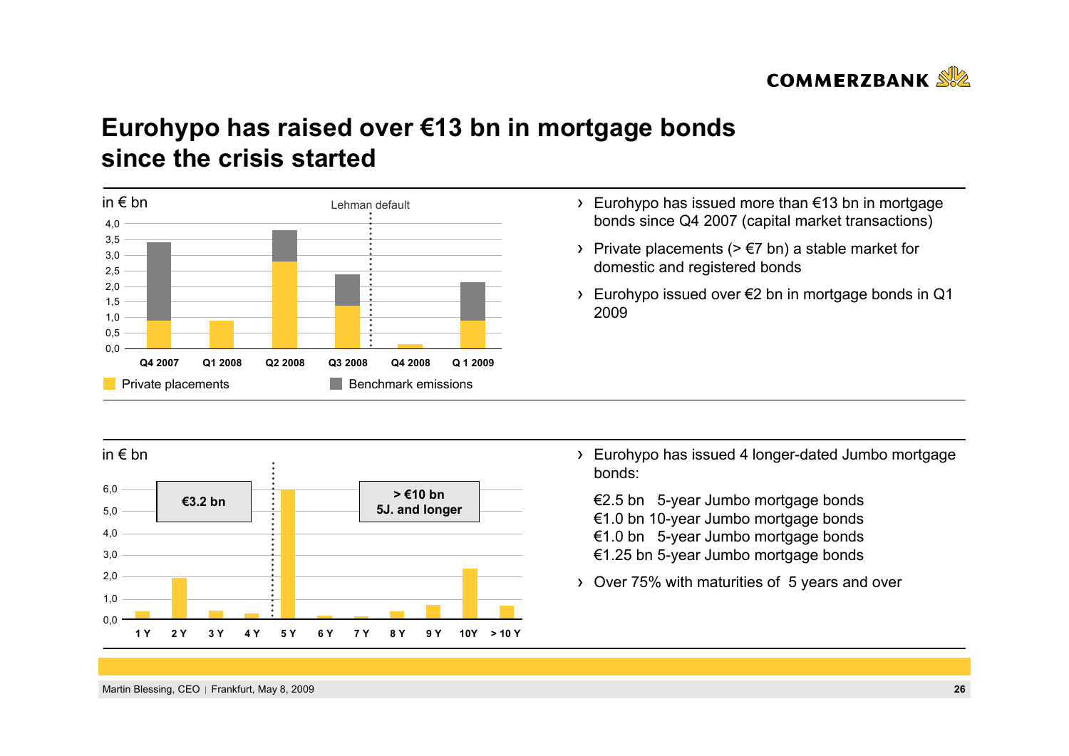# Eurohypo has raised over €13 bn in mortgage bonds since the crisis started

in € bn

Lehman default

Q4 2007 | Q1 2008 | Q2 2008 | Q3 2008 | Q4 2008 | Q 1 2009

Private placements | Benchmark emissions

- Eurohypo has issued more than €13 bn in mortgage bonds since Q4 2007 (capital market transactions)
- Private placements (> €7 bn) a stable market for domestic and registered bonds
- Eurohypo issued over €2 bn in mortgage bonds in Q1 2009

in € bn

€3.2 bn

> €10 bn
5J. and longer

1 Y | 2 Y | 3 Y | 4 Y | 5 Y | 6 Y | 7 Y | 8 Y | 9 Y | 10Y | > 10 Y

- Eurohypo has issued 4 longer-dated Jumbo mortgage bonds:

  €2.5 bn 5-year Jumbo mortgage bonds
  €1.0 bn 10-year Jumbo mortgage bonds
  €1.0 bn 5-year Jumbo mortgage bonds
  €1.25 bn 5-year Jumbo mortgage bonds

- Over 75% with maturities of 5 years and over

Martin Blessing, CEO | Frankfurt, May 8, 2009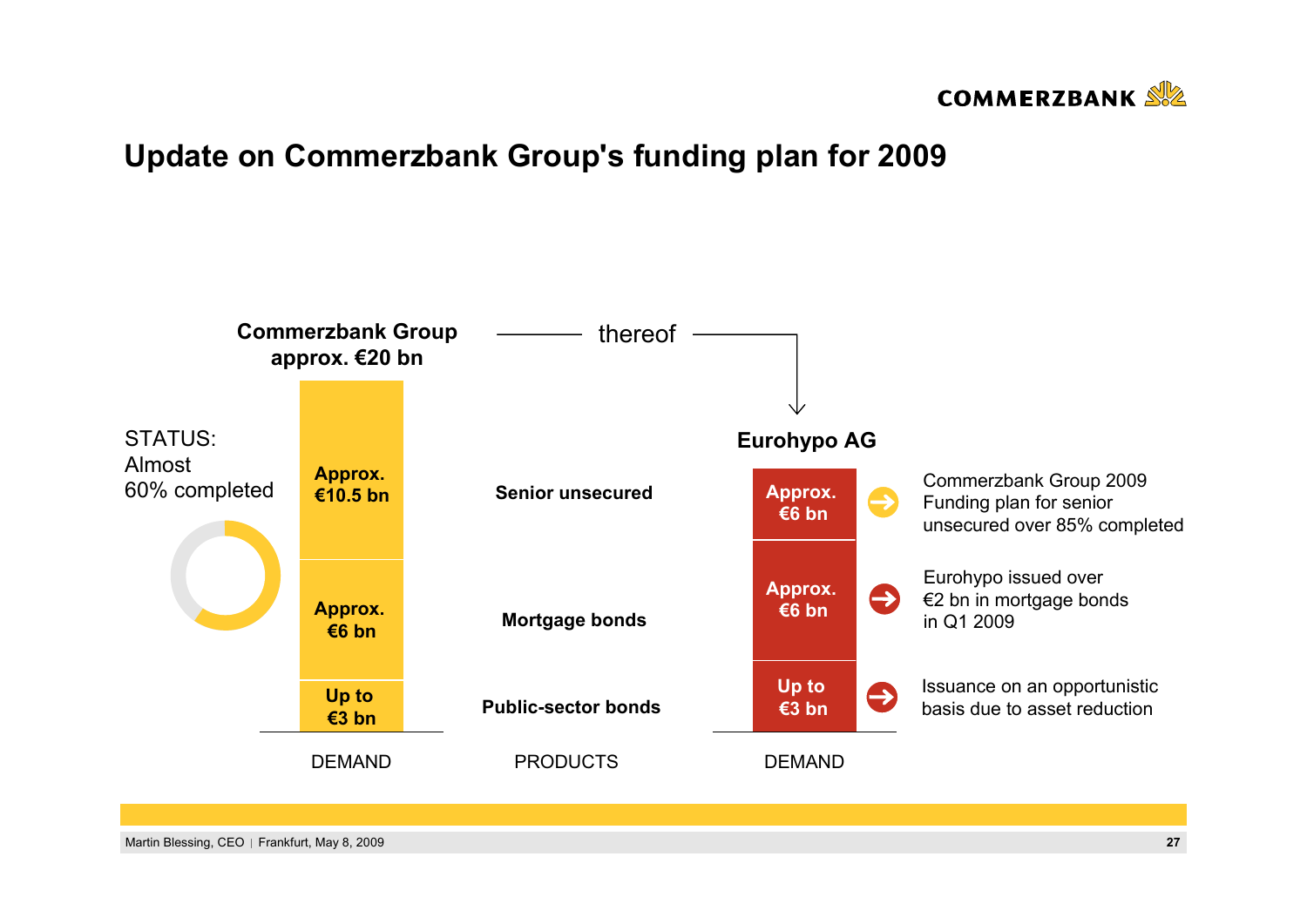# Update on Commerzbank Group's funding plan for 2009

**Commerzbank Group approx. €20 bn** — thereof → **Eurohypo AG**

STATUS:
Almost 60% completed

| Commerzbank Group (DEMAND) | PRODUCTS | Eurohypo AG (DEMAND) | |
|---|---|---|---|
| **Approx. €10.5 bn** | **Senior unsecured** | **Approx. €6 bn** | Commerzbank Group 2009 Funding plan for senior unsecured over 85% completed |
| **Approx. €6 bn** | **Mortgage bonds** | **Approx. €6 bn** | Eurohypo issued over €2 bn in mortgage bonds in Q1 2009 |
| **Up to €3 bn** | **Public-sector bonds** | **Up to €3 bn** | Issuance on an opportunistic basis due to asset reduction |

Martin Blessing, CEO | Frankfurt, May 8, 2009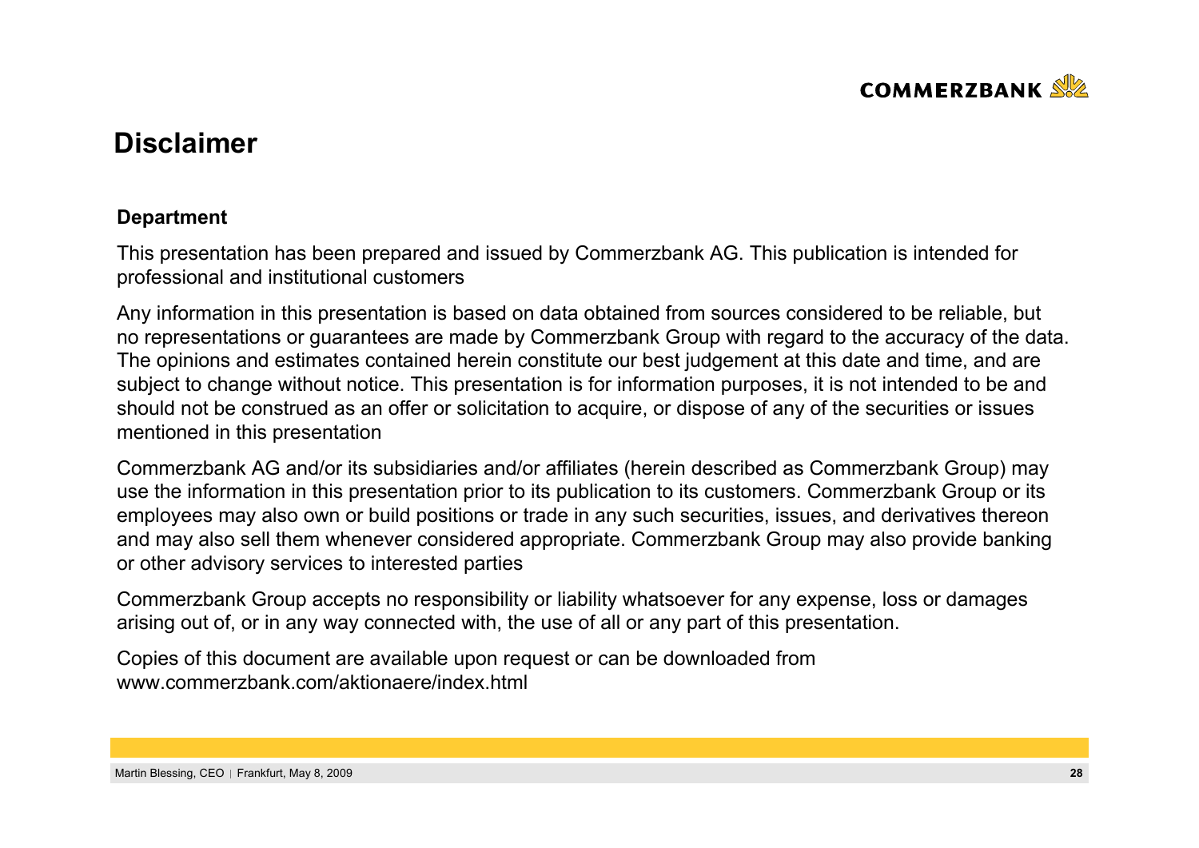# Disclaimer

**Department**

This presentation has been prepared and issued by Commerzbank AG. This publication is intended for professional and institutional customers

Any information in this presentation is based on data obtained from sources considered to be reliable, but no representations or guarantees are made by Commerzbank Group with regard to the accuracy of the data. The opinions and estimates contained herein constitute our best judgement at this date and time, and are subject to change without notice. This presentation is for information purposes, it is not intended to be and should not be construed as an offer or solicitation to acquire, or dispose of any of the securities or issues mentioned in this presentation

Commerzbank AG and/or its subsidiaries and/or affiliates (herein described as Commerzbank Group) may use the information in this presentation prior to its publication to its customers. Commerzbank Group or its employees may also own or build positions or trade in any such securities, issues, and derivatives thereon and may also sell them whenever considered appropriate. Commerzbank Group may also provide banking or other advisory services to interested parties

Commerzbank Group accepts no responsibility or liability whatsoever for any expense, loss or damages arising out of, or in any way connected with, the use of all or any part of this presentation.

Copies of this document are available upon request or can be downloaded from www.commerzbank.com/aktionaere/index.html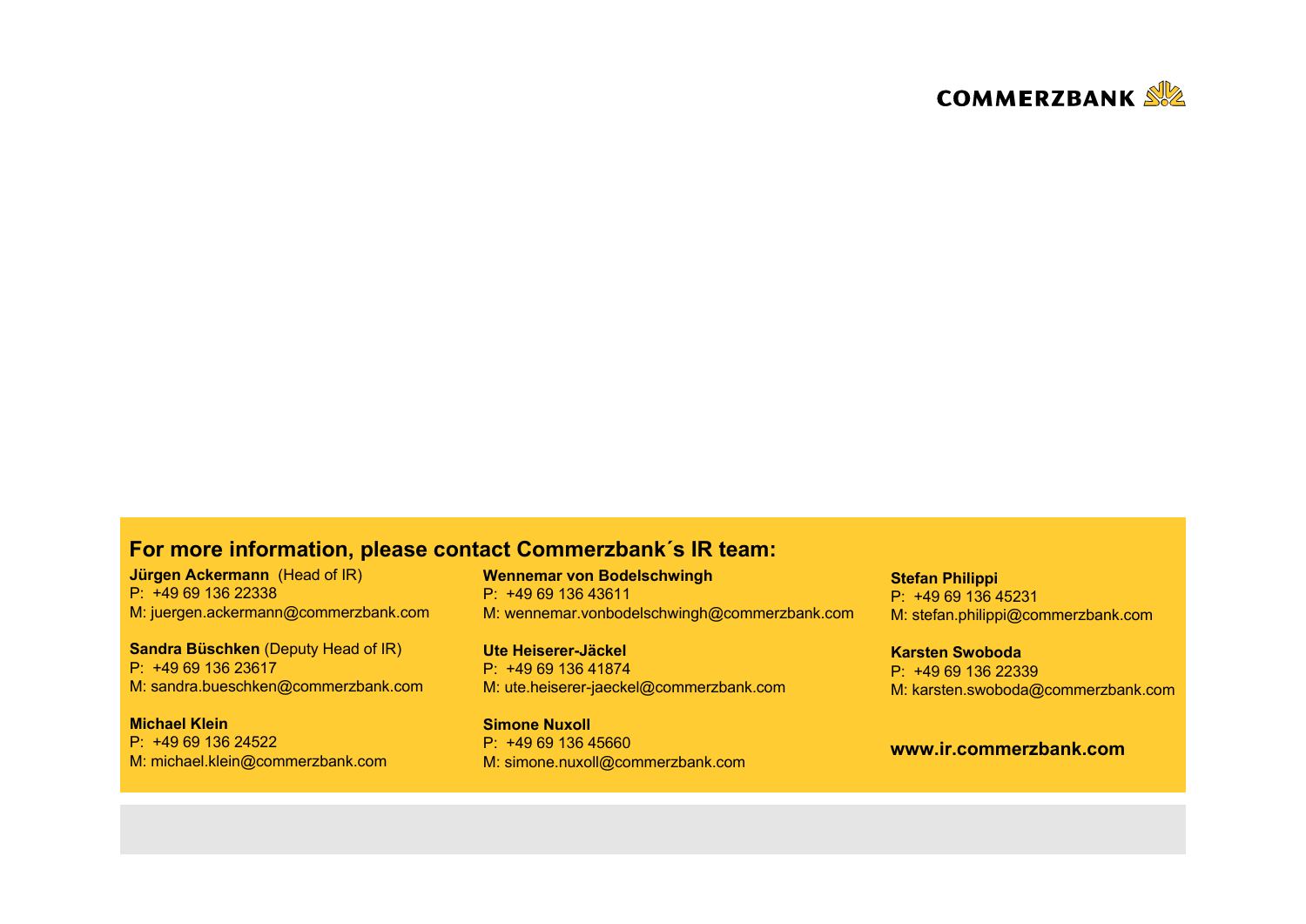COMMERZBANK

## For more information, please contact Commerzbank´s IR team:

**Jürgen Ackermann** (Head of IR)
P: +49 69 136 22338
M: juergen.ackermann@commerzbank.com

**Sandra Büschken** (Deputy Head of IR)
P: +49 69 136 23617
M: sandra.bueschken@commerzbank.com

**Michael Klein**
P: +49 69 136 24522
M: michael.klein@commerzbank.com

**Wennemar von Bodelschwingh**
P: +49 69 136 43611
M: wennemar.vonbodelschwingh@commerzbank.com

**Ute Heiserer-Jäckel**
P: +49 69 136 41874
M: ute.heiserer-jaeckel@commerzbank.com

**Simone Nuxoll**
P: +49 69 136 45660
M: simone.nuxoll@commerzbank.com

**Stefan Philippi**
P: +49 69 136 45231
M: stefan.philippi@commerzbank.com

**Karsten Swoboda**
P: +49 69 136 22339
M: karsten.swoboda@commerzbank.com

**www.ir.commerzbank.com**